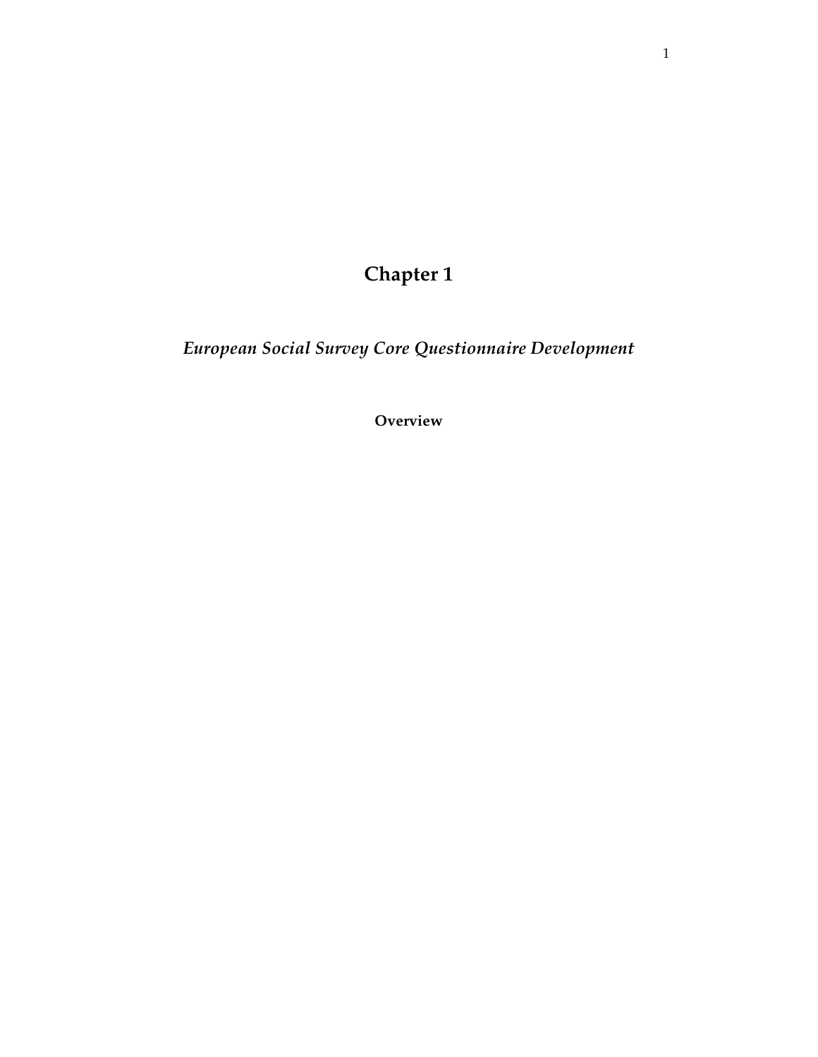# Chapter 1

*European Social Survey Core Questionnaire Development*

## Overview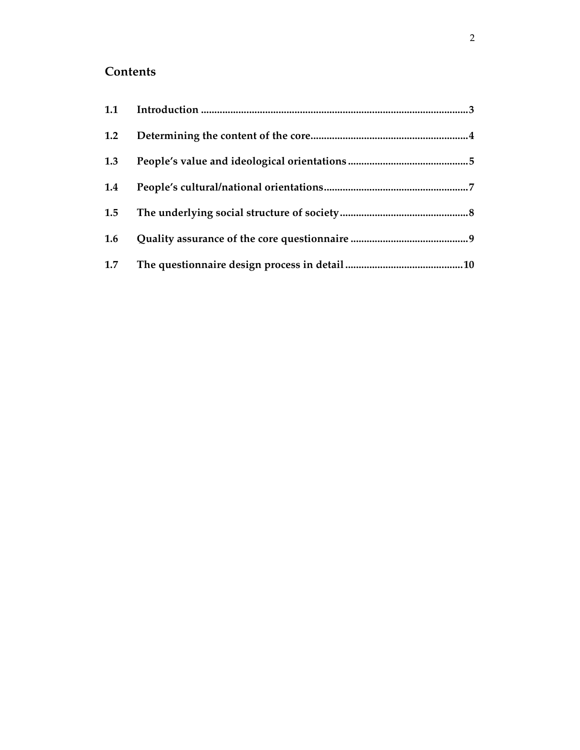## Contents

| | | |
|---|---|---|
| **1.1** | **Introduction** | **3** |
| **1.2** | **Determining the content of the core** | **4** |
| **1.3** | **People's value and ideological orientations** | **5** |
| **1.4** | **People's cultural/national orientations** | **7** |
| **1.5** | **The underlying social structure of society** | **8** |
| **1.6** | **Quality assurance of the core questionnaire** | **9** |
| **1.7** | **The questionnaire design process in detail** | **10** |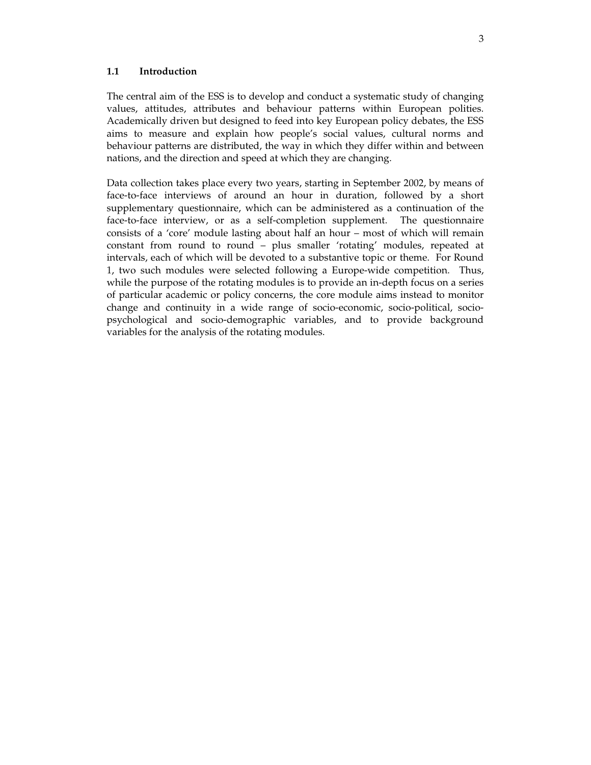## 1.1 Introduction

The central aim of the ESS is to develop and conduct a systematic study of changing values, attitudes, attributes and behaviour patterns within European polities. Academically driven but designed to feed into key European policy debates, the ESS aims to measure and explain how people's social values, cultural norms and behaviour patterns are distributed, the way in which they differ within and between nations, and the direction and speed at which they are changing.

Data collection takes place every two years, starting in September 2002, by means of face-to-face interviews of around an hour in duration, followed by a short supplementary questionnaire, which can be administered as a continuation of the face-to-face interview, or as a self-completion supplement. The questionnaire consists of a 'core' module lasting about half an hour – most of which will remain constant from round to round – plus smaller 'rotating' modules, repeated at intervals, each of which will be devoted to a substantive topic or theme. For Round 1, two such modules were selected following a Europe-wide competition. Thus, while the purpose of the rotating modules is to provide an in-depth focus on a series of particular academic or policy concerns, the core module aims instead to monitor change and continuity in a wide range of socio-economic, socio-political, socio-psychological and socio-demographic variables, and to provide background variables for the analysis of the rotating modules.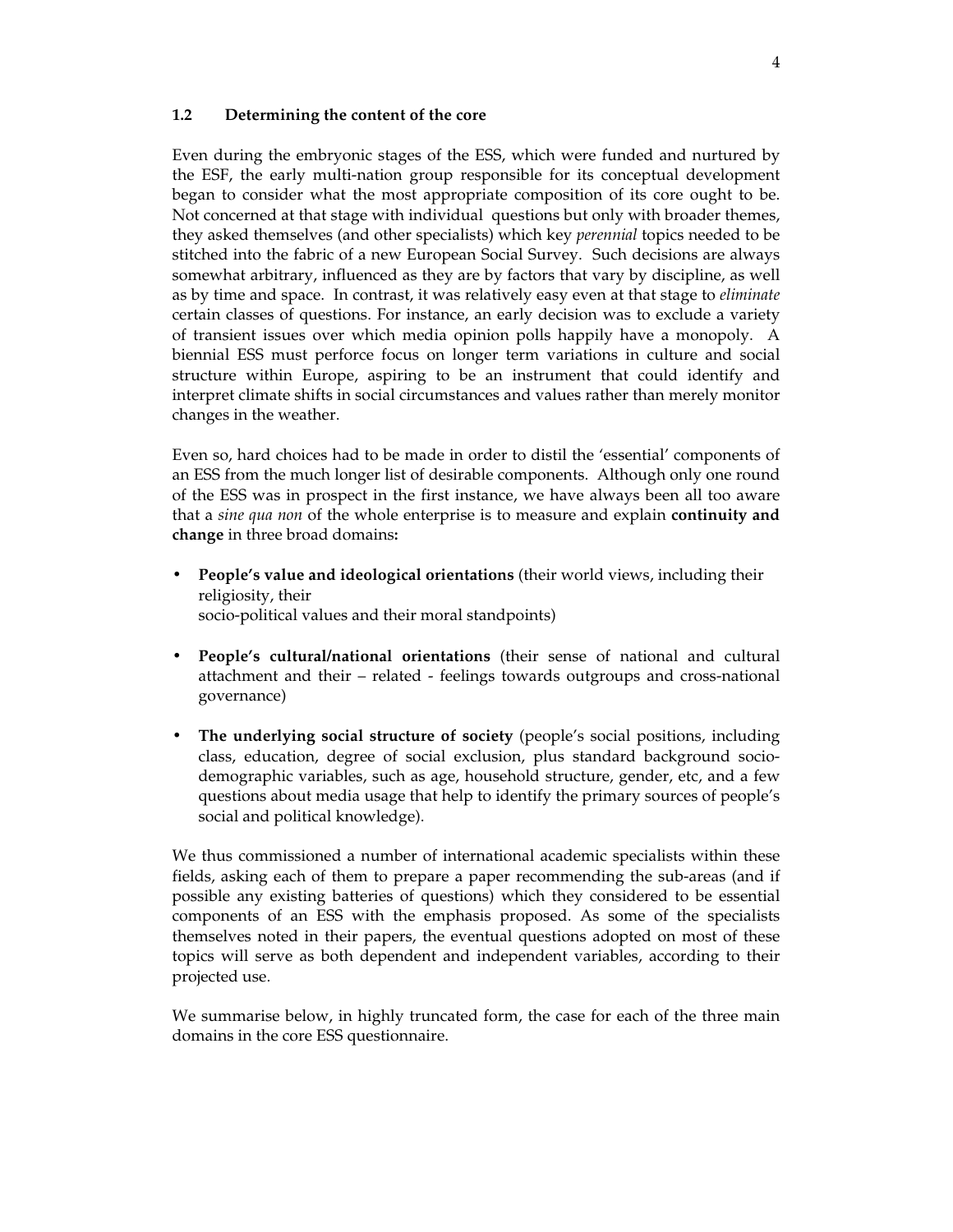### 1.2 Determining the content of the core

Even during the embryonic stages of the ESS, which were funded and nurtured by the ESF, the early multi-nation group responsible for its conceptual development began to consider what the most appropriate composition of its core ought to be. Not concerned at that stage with individual questions but only with broader themes, they asked themselves (and other specialists) which key *perennial* topics needed to be stitched into the fabric of a new European Social Survey. Such decisions are always somewhat arbitrary, influenced as they are by factors that vary by discipline, as well as by time and space. In contrast, it was relatively easy even at that stage to *eliminate* certain classes of questions. For instance, an early decision was to exclude a variety of transient issues over which media opinion polls happily have a monopoly. A biennial ESS must perforce focus on longer term variations in culture and social structure within Europe, aspiring to be an instrument that could identify and interpret climate shifts in social circumstances and values rather than merely monitor changes in the weather.

Even so, hard choices had to be made in order to distil the 'essential' components of an ESS from the much longer list of desirable components. Although only one round of the ESS was in prospect in the first instance, we have always been all too aware that a *sine qua non* of the whole enterprise is to measure and explain **continuity and change** in three broad domains**:**

- **People's value and ideological orientations** (their world views, including their religiosity, their socio-political values and their moral standpoints)
- **People's cultural/national orientations** (their sense of national and cultural attachment and their – related - feelings towards outgroups and cross-national governance)
- **The underlying social structure of society** (people's social positions, including class, education, degree of social exclusion, plus standard background socio-demographic variables, such as age, household structure, gender, etc, and a few questions about media usage that help to identify the primary sources of people's social and political knowledge).

We thus commissioned a number of international academic specialists within these fields, asking each of them to prepare a paper recommending the sub-areas (and if possible any existing batteries of questions) which they considered to be essential components of an ESS with the emphasis proposed. As some of the specialists themselves noted in their papers, the eventual questions adopted on most of these topics will serve as both dependent and independent variables, according to their projected use.

We summarise below, in highly truncated form, the case for each of the three main domains in the core ESS questionnaire.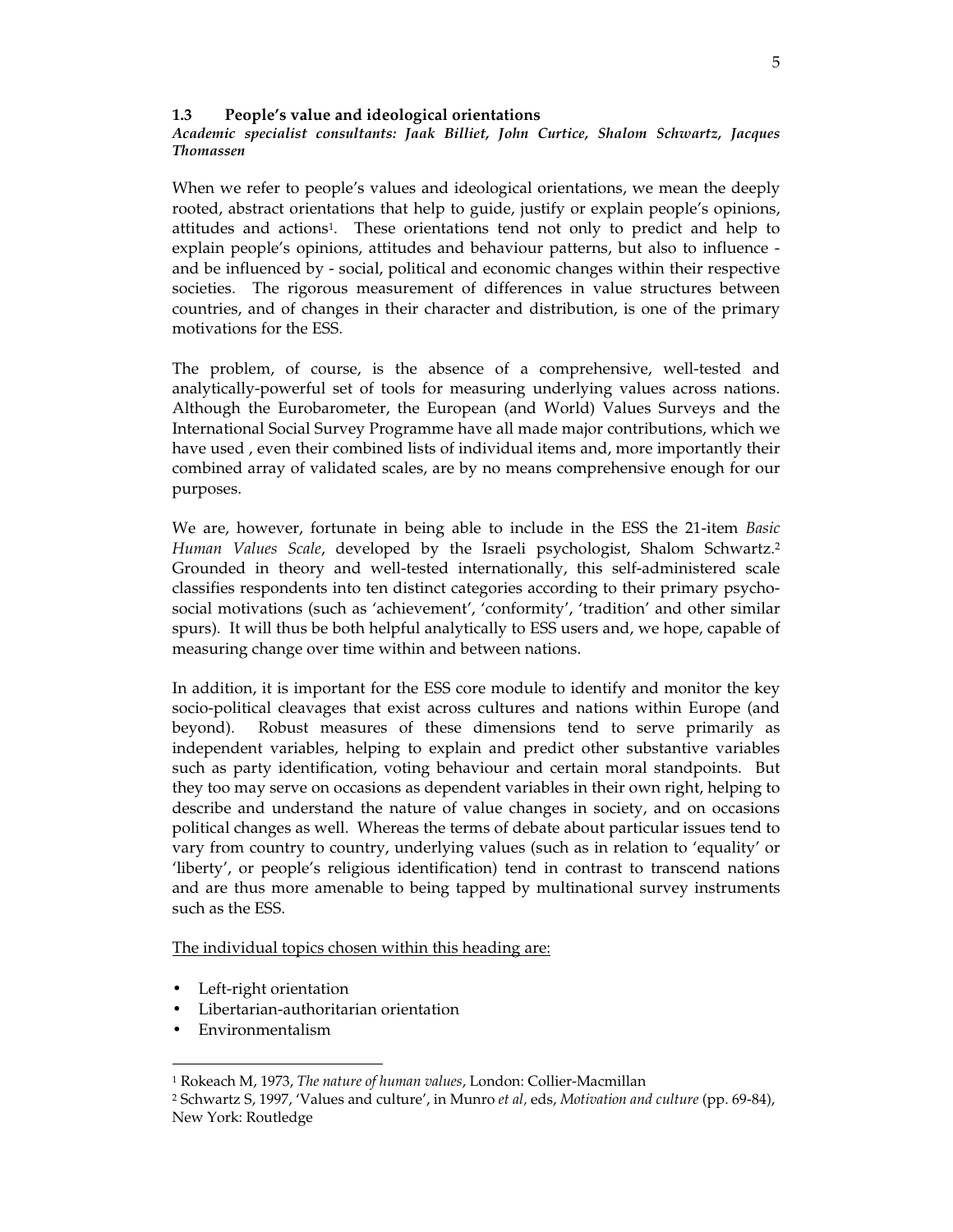### 1.3 People's value and ideological orientations

***Academic specialist consultants: Jaak Billiet, John Curtice, Shalom Schwartz, Jacques Thomassen***

When we refer to people's values and ideological orientations, we mean the deeply rooted, abstract orientations that help to guide, justify or explain people's opinions, attitudes and actions[1]. These orientations tend not only to predict and help to explain people's opinions, attitudes and behaviour patterns, but also to influence - and be influenced by - social, political and economic changes within their respective societies. The rigorous measurement of differences in value structures between countries, and of changes in their character and distribution, is one of the primary motivations for the ESS.

The problem, of course, is the absence of a comprehensive, well-tested and analytically-powerful set of tools for measuring underlying values across nations. Although the Eurobarometer, the European (and World) Values Surveys and the International Social Survey Programme have all made major contributions, which we have used , even their combined lists of individual items and, more importantly their combined array of validated scales, are by no means comprehensive enough for our purposes.

We are, however, fortunate in being able to include in the ESS the 21-item *Basic Human Values Scale*, developed by the Israeli psychologist, Shalom Schwartz.[2] Grounded in theory and well-tested internationally, this self-administered scale classifies respondents into ten distinct categories according to their primary psycho-social motivations (such as 'achievement', 'conformity', 'tradition' and other similar spurs). It will thus be both helpful analytically to ESS users and, we hope, capable of measuring change over time within and between nations.

In addition, it is important for the ESS core module to identify and monitor the key socio-political cleavages that exist across cultures and nations within Europe (and beyond). Robust measures of these dimensions tend to serve primarily as independent variables, helping to explain and predict other substantive variables such as party identification, voting behaviour and certain moral standpoints. But they too may serve on occasions as dependent variables in their own right, helping to describe and understand the nature of value changes in society, and on occasions political changes as well. Whereas the terms of debate about particular issues tend to vary from country to country, underlying values (such as in relation to 'equality' or 'liberty', or people's religious identification) tend in contrast to transcend nations and are thus more amenable to being tapped by multinational survey instruments such as the ESS.

<u>The individual topics chosen within this heading are:</u>

- Left-right orientation
- Libertarian-authoritarian orientation
- Environmentalism

---

[1] Rokeach M, 1973, *The nature of human values*, London: Collier-Macmillan

[2] Schwartz S, 1997, 'Values and culture', in Munro *et al,* eds, *Motivation and culture* (pp. 69-84), New York: Routledge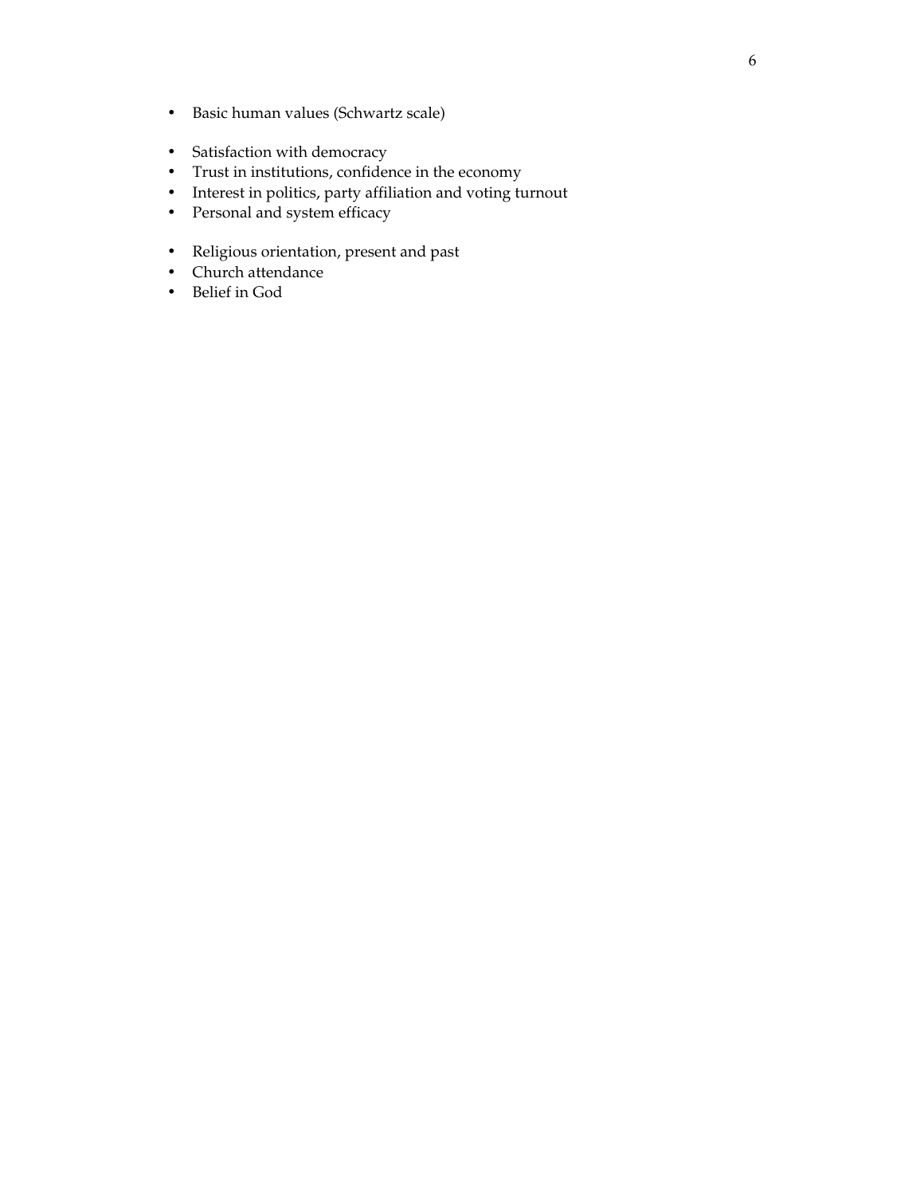- Basic human values (Schwartz scale)

- Satisfaction with democracy
- Trust in institutions, confidence in the economy
- Interest in politics, party affiliation and voting turnout
- Personal and system efficacy

- Religious orientation, present and past
- Church attendance
- Belief in God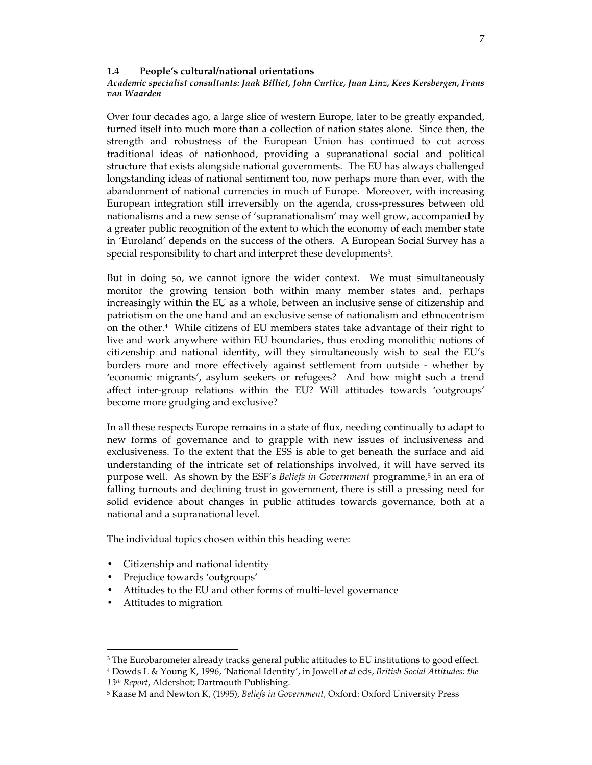### 1.4 People's cultural/national orientations

***Academic specialist consultants: Jaak Billiet, John Curtice, Juan Linz, Kees Kersbergen, Frans van Waarden***

Over four decades ago, a large slice of western Europe, later to be greatly expanded, turned itself into much more than a collection of nation states alone. Since then, the strength and robustness of the European Union has continued to cut across traditional ideas of nationhood, providing a supranational social and political structure that exists alongside national governments. The EU has always challenged longstanding ideas of national sentiment too, now perhaps more than ever, with the abandonment of national currencies in much of Europe. Moreover, with increasing European integration still irreversibly on the agenda, cross-pressures between old nationalisms and a new sense of 'supranationalism' may well grow, accompanied by a greater public recognition of the extent to which the economy of each member state in 'Euroland' depends on the success of the others. A European Social Survey has a special responsibility to chart and interpret these developments[3].

But in doing so, we cannot ignore the wider context. We must simultaneously monitor the growing tension both within many member states and, perhaps increasingly within the EU as a whole, between an inclusive sense of citizenship and patriotism on the one hand and an exclusive sense of nationalism and ethnocentrism on the other.[4] While citizens of EU members states take advantage of their right to live and work anywhere within EU boundaries, thus eroding monolithic notions of citizenship and national identity, will they simultaneously wish to seal the EU's borders more and more effectively against settlement from outside - whether by 'economic migrants', asylum seekers or refugees? And how might such a trend affect inter-group relations within the EU? Will attitudes towards 'outgroups' become more grudging and exclusive?

In all these respects Europe remains in a state of flux, needing continually to adapt to new forms of governance and to grapple with new issues of inclusiveness and exclusiveness. To the extent that the ESS is able to get beneath the surface and aid understanding of the intricate set of relationships involved, it will have served its purpose well. As shown by the ESF's *Beliefs in Government* programme,[5] in an era of falling turnouts and declining trust in government, there is still a pressing need for solid evidence about changes in public attitudes towards governance, both at a national and a supranational level.

<u>The individual topics chosen within this heading were:</u>

- Citizenship and national identity
- Prejudice towards 'outgroups'
- Attitudes to the EU and other forms of multi-level governance
- Attitudes to migration

---

[3] The Eurobarometer already tracks general public attitudes to EU institutions to good effect.

[4] Dowds L & Young K, 1996, 'National Identity', in Jowell *et al* eds, *British Social Attitudes: the 13th Report*, Aldershot; Dartmouth Publishing.

[5] Kaase M and Newton K, (1995), *Beliefs in Government,* Oxford: Oxford University Press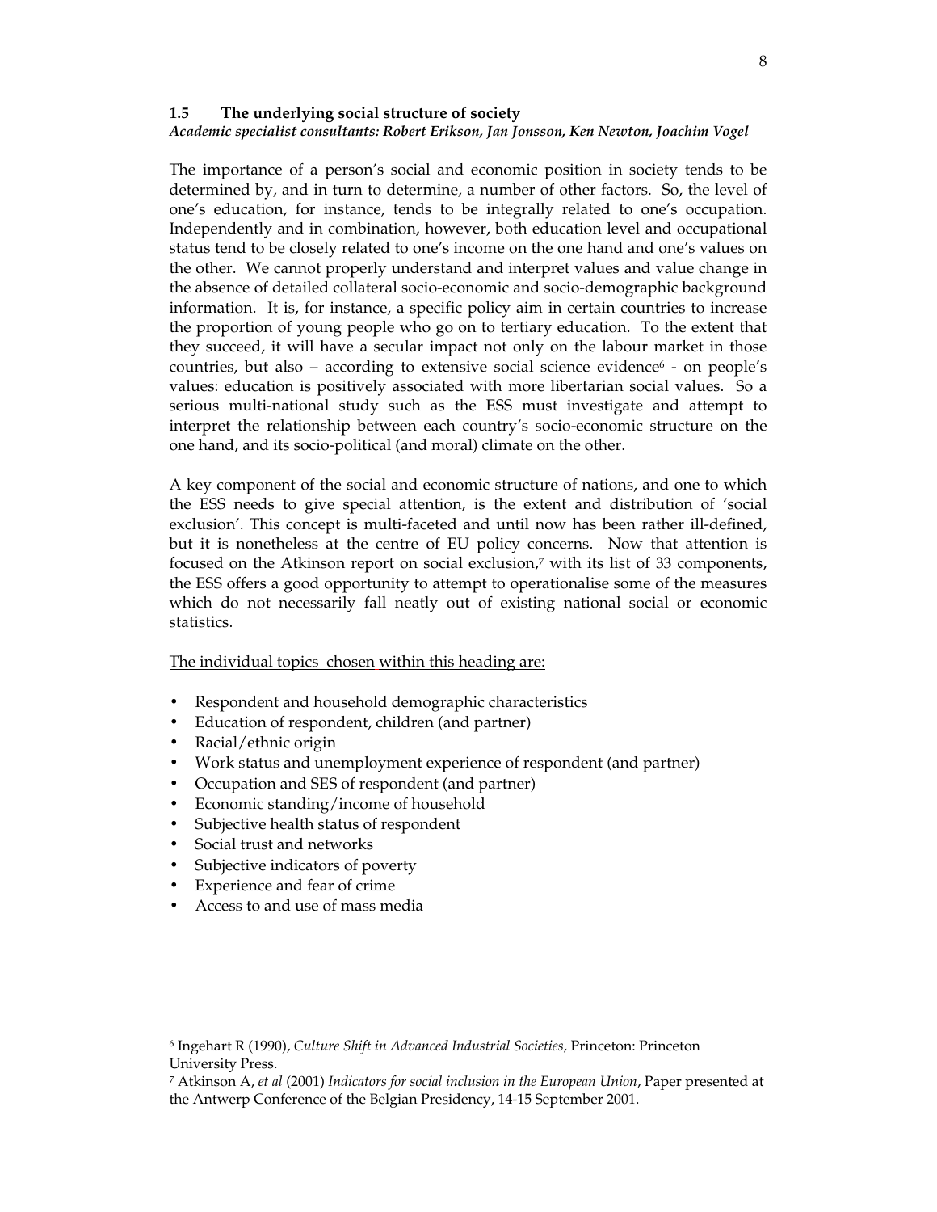### 1.5 The underlying social structure of society

*Academic specialist consultants: Robert Erikson, Jan Jonsson, Ken Newton, Joachim Vogel*

The importance of a person's social and economic position in society tends to be determined by, and in turn to determine, a number of other factors. So, the level of one's education, for instance, tends to be integrally related to one's occupation. Independently and in combination, however, both education level and occupational status tend to be closely related to one's income on the one hand and one's values on the other. We cannot properly understand and interpret values and value change in the absence of detailed collateral socio-economic and socio-demographic background information. It is, for instance, a specific policy aim in certain countries to increase the proportion of young people who go on to tertiary education. To the extent that they succeed, it will have a secular impact not only on the labour market in those countries, but also – according to extensive social science evidence[6] - on people's values: education is positively associated with more libertarian social values. So a serious multi-national study such as the ESS must investigate and attempt to interpret the relationship between each country's socio-economic structure on the one hand, and its socio-political (and moral) climate on the other.

A key component of the social and economic structure of nations, and one to which the ESS needs to give special attention, is the extent and distribution of 'social exclusion'. This concept is multi-faceted and until now has been rather ill-defined, but it is nonetheless at the centre of EU policy concerns. Now that attention is focused on the Atkinson report on social exclusion,[7] with its list of 33 components, the ESS offers a good opportunity to attempt to operationalise some of the measures which do not necessarily fall neatly out of existing national social or economic statistics.

<u>The individual topics chosen within this heading are:</u>

- Respondent and household demographic characteristics
- Education of respondent, children (and partner)
- Racial/ethnic origin
- Work status and unemployment experience of respondent (and partner)
- Occupation and SES of respondent (and partner)
- Economic standing/income of household
- Subjective health status of respondent
- Social trust and networks
- Subjective indicators of poverty
- Experience and fear of crime
- Access to and use of mass media

---

[6] Ingehart R (1990), *Culture Shift in Advanced Industrial Societies,* Princeton: Princeton University Press.

[7] Atkinson A, *et al* (2001) *Indicators for social inclusion in the European Union*, Paper presented at the Antwerp Conference of the Belgian Presidency, 14-15 September 2001.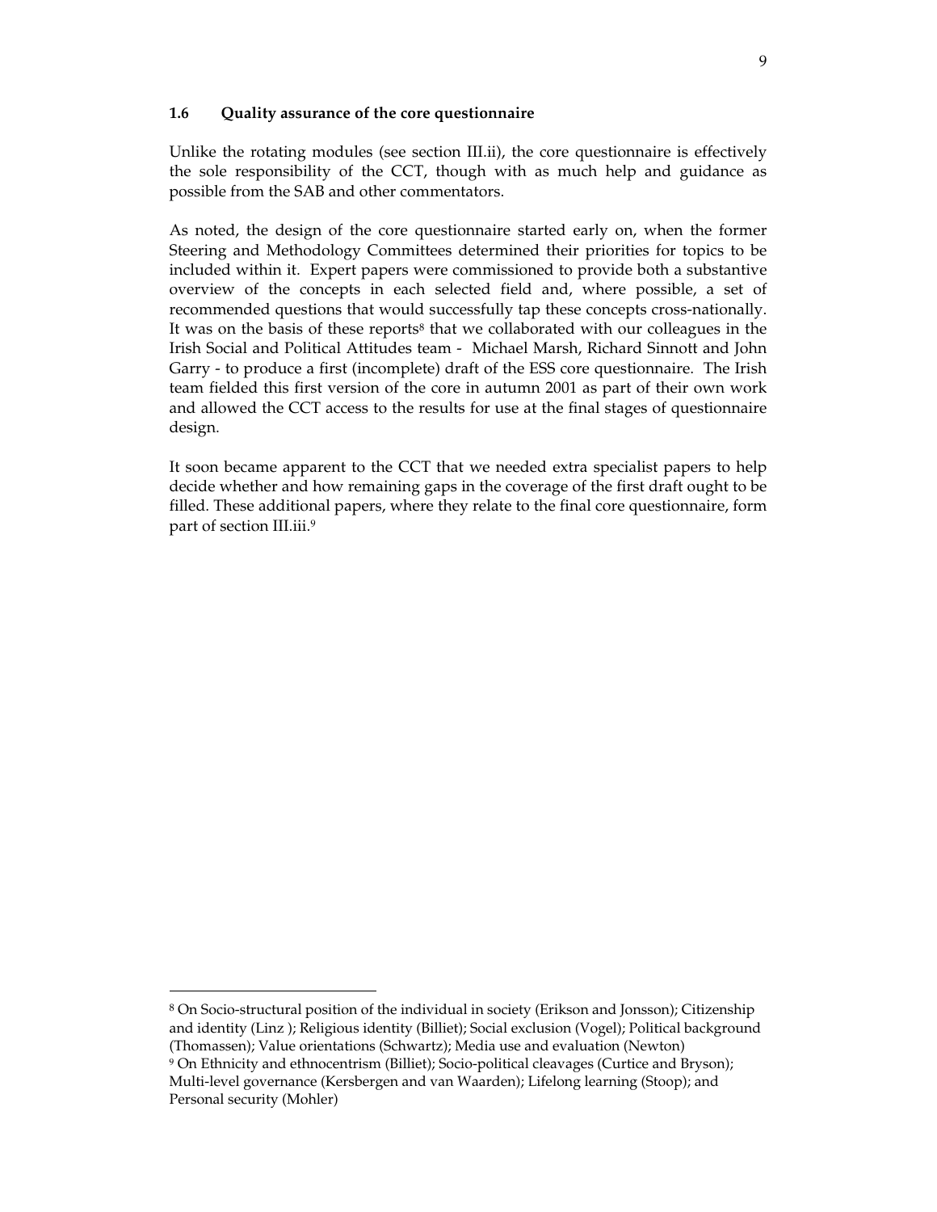### 1.6 Quality assurance of the core questionnaire

Unlike the rotating modules (see section III.ii), the core questionnaire is effectively the sole responsibility of the CCT, though with as much help and guidance as possible from the SAB and other commentators.

As noted, the design of the core questionnaire started early on, when the former Steering and Methodology Committees determined their priorities for topics to be included within it. Expert papers were commissioned to provide both a substantive overview of the concepts in each selected field and, where possible, a set of recommended questions that would successfully tap these concepts cross-nationally. It was on the basis of these reports[8] that we collaborated with our colleagues in the Irish Social and Political Attitudes team - Michael Marsh, Richard Sinnott and John Garry - to produce a first (incomplete) draft of the ESS core questionnaire. The Irish team fielded this first version of the core in autumn 2001 as part of their own work and allowed the CCT access to the results for use at the final stages of questionnaire design.

It soon became apparent to the CCT that we needed extra specialist papers to help decide whether and how remaining gaps in the coverage of the first draft ought to be filled. These additional papers, where they relate to the final core questionnaire, form part of section III.iii.[9]

---

[8] On Socio-structural position of the individual in society (Erikson and Jonsson); Citizenship and identity (Linz ); Religious identity (Billiet); Social exclusion (Vogel); Political background (Thomassen); Value orientations (Schwartz); Media use and evaluation (Newton)

[9] On Ethnicity and ethnocentrism (Billiet); Socio-political cleavages (Curtice and Bryson); Multi-level governance (Kersbergen and van Waarden); Lifelong learning (Stoop); and Personal security (Mohler)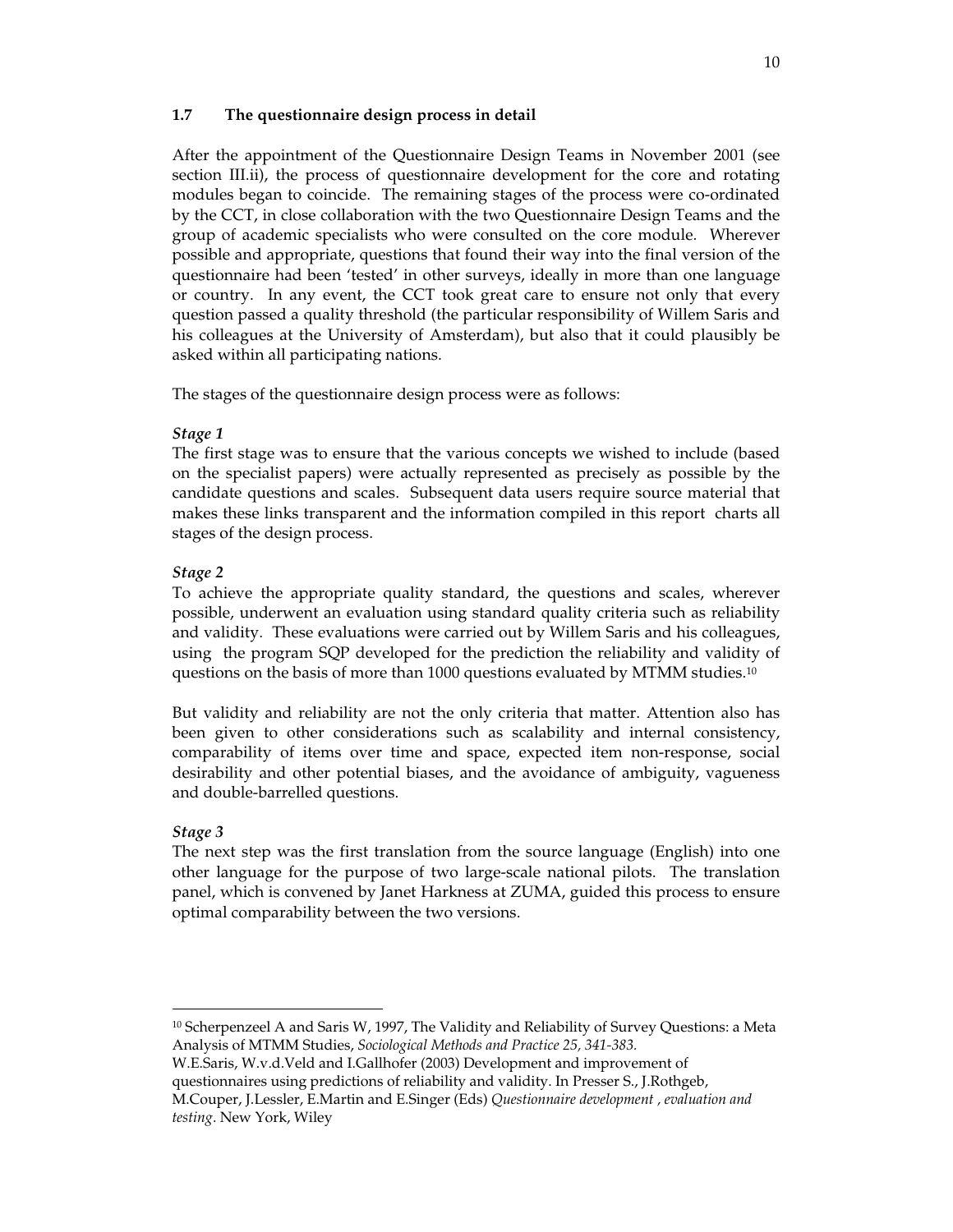### 1.7 The questionnaire design process in detail

After the appointment of the Questionnaire Design Teams in November 2001 (see section III.ii), the process of questionnaire development for the core and rotating modules began to coincide. The remaining stages of the process were co-ordinated by the CCT, in close collaboration with the two Questionnaire Design Teams and the group of academic specialists who were consulted on the core module. Wherever possible and appropriate, questions that found their way into the final version of the questionnaire had been 'tested' in other surveys, ideally in more than one language or country. In any event, the CCT took great care to ensure not only that every question passed a quality threshold (the particular responsibility of Willem Saris and his colleagues at the University of Amsterdam), but also that it could plausibly be asked within all participating nations.

The stages of the questionnaire design process were as follows:

***Stage 1***
The first stage was to ensure that the various concepts we wished to include (based on the specialist papers) were actually represented as precisely as possible by the candidate questions and scales. Subsequent data users require source material that makes these links transparent and the information compiled in this report charts all stages of the design process.

***Stage 2***
To achieve the appropriate quality standard, the questions and scales, wherever possible, underwent an evaluation using standard quality criteria such as reliability and validity. These evaluations were carried out by Willem Saris and his colleagues, using the program SQP developed for the prediction the reliability and validity of questions on the basis of more than 1000 questions evaluated by MTMM studies.[10]

But validity and reliability are not the only criteria that matter. Attention also has been given to other considerations such as scalability and internal consistency, comparability of items over time and space, expected item non-response, social desirability and other potential biases, and the avoidance of ambiguity, vagueness and double-barrelled questions.

***Stage 3***
The next step was the first translation from the source language (English) into one other language for the purpose of two large-scale national pilots. The translation panel, which is convened by Janet Harkness at ZUMA, guided this process to ensure optimal comparability between the two versions.

---

[10] Scherpenzeel A and Saris W, 1997, The Validity and Reliability of Survey Questions: a Meta Analysis of MTMM Studies, *Sociological Methods and Practice 25, 341-383.*
W.E.Saris, W.v.d.Veld and I.Gallhofer (2003) Development and improvement of questionnaires using predictions of reliability and validity. In Presser S., J.Rothgeb, M.Couper, J.Lessler, E.Martin and E.Singer (Eds) *Questionnaire development , evaluation and testing*. New York, Wiley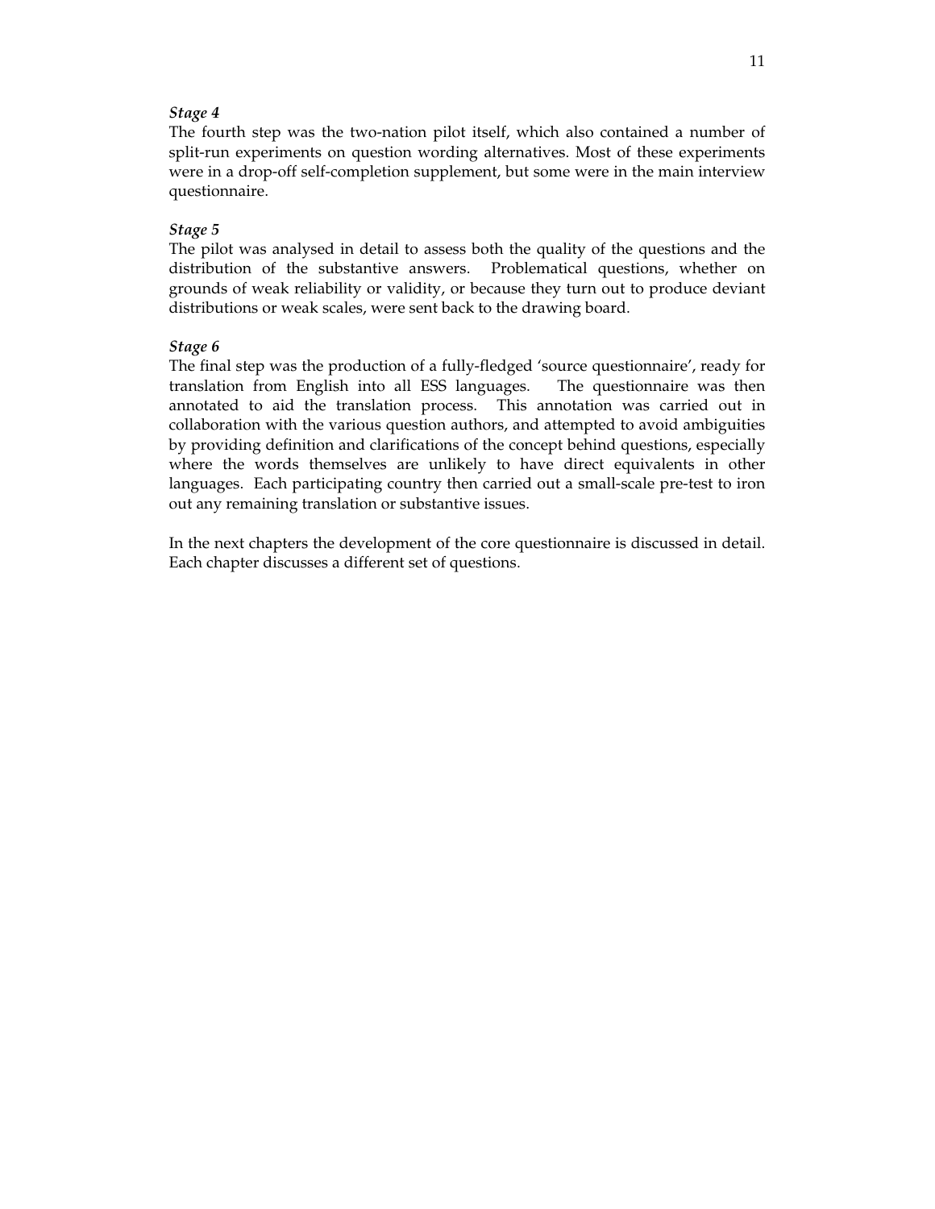***Stage 4***

The fourth step was the two-nation pilot itself, which also contained a number of split-run experiments on question wording alternatives. Most of these experiments were in a drop-off self-completion supplement, but some were in the main interview questionnaire.

***Stage 5***

The pilot was analysed in detail to assess both the quality of the questions and the distribution of the substantive answers. Problematical questions, whether on grounds of weak reliability or validity, or because they turn out to produce deviant distributions or weak scales, were sent back to the drawing board.

***Stage 6***

The final step was the production of a fully-fledged 'source questionnaire', ready for translation from English into all ESS languages. The questionnaire was then annotated to aid the translation process. This annotation was carried out in collaboration with the various question authors, and attempted to avoid ambiguities by providing definition and clarifications of the concept behind questions, especially where the words themselves are unlikely to have direct equivalents in other languages. Each participating country then carried out a small-scale pre-test to iron out any remaining translation or substantive issues.

In the next chapters the development of the core questionnaire is discussed in detail. Each chapter discusses a different set of questions.